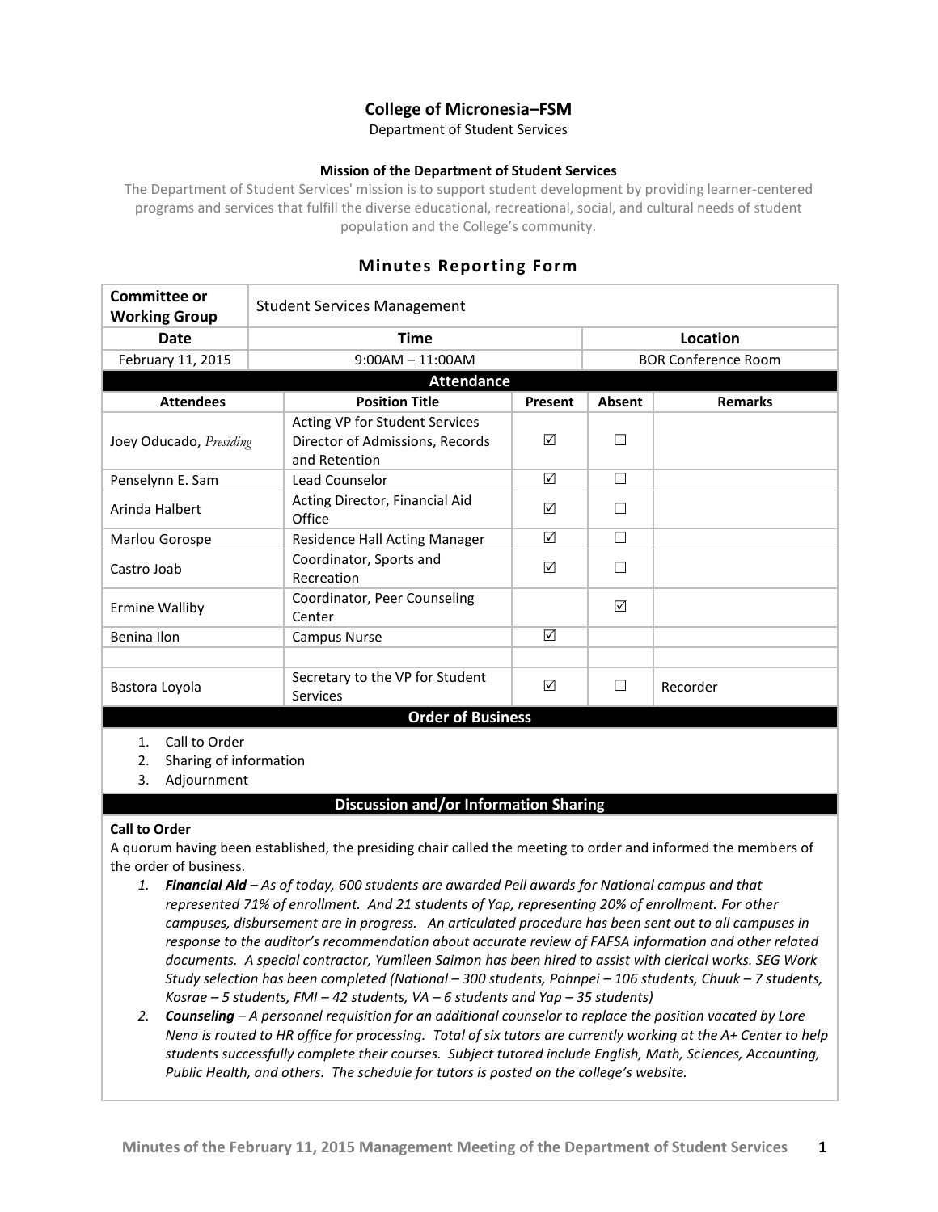# College of Micronesia–FSM

Department of Student Services

**Mission of the Department of Student Services**

The Department of Student Services' mission is to support student development by providing learner-centered programs and services that fulfill the diverse educational, recreational, social, and cultural needs of student population and the College's community.

## Minutes Reporting Form

| **Committee or Working Group** | Student Services Management | |
|---|---|---|
| **Date** | **Time** | **Location** |
| February 11, 2015 | 9:00AM – 11:00AM | BOR Conference Room |

**Attendance**

| Attendees | Position Title | Present | Absent | Remarks |
|---|---|---|---|---|
| Joey Oducado, *Presiding* | Acting VP for Student Services Director of Admissions, Records and Retention | ☑ | ☐ | |
| Penselynn E. Sam | Lead Counselor | ☑ | ☐ | |
| Arinda Halbert | Acting Director, Financial Aid Office | ☑ | ☐ | |
| Marlou Gorospe | Residence Hall Acting Manager | ☑ | ☐ | |
| Castro Joab | Coordinator, Sports and Recreation | ☑ | ☐ | |
| Ermine Walliby | Coordinator, Peer Counseling Center | | ☑ | |
| Benina Ilon | Campus Nurse | ☑ | | |
| | | | | |
| Bastora Loyola | Secretary to the VP for Student Services | ☑ | ☐ | Recorder |

**Order of Business**

1. Call to Order
2. Sharing of information
3. Adjournment

**Discussion and/or Information Sharing**

**Call to Order**

A quorum having been established, the presiding chair called the meeting to order and informed the members of the order of business.

1. ***Financial Aid*** *– As of today, 600 students are awarded Pell awards for National campus and that represented 71% of enrollment. And 21 students of Yap, representing 20% of enrollment. For other campuses, disbursement are in progress. An articulated procedure has been sent out to all campuses in response to the auditor's recommendation about accurate review of FAFSA information and other related documents. A special contractor, Yumileen Saimon has been hired to assist with clerical works. SEG Work Study selection has been completed (National – 300 students, Pohnpei – 106 students, Chuuk – 7 students, Kosrae – 5 students, FMI – 42 students, VA – 6 students and Yap – 35 students)*
2. ***Counseling*** *– A personnel requisition for an additional counselor to replace the position vacated by Lore Nena is routed to HR office for processing. Total of six tutors are currently working at the A+ Center to help students successfully complete their courses. Subject tutored include English, Math, Sciences, Accounting, Public Health, and others. The schedule for tutors is posted on the college's website.*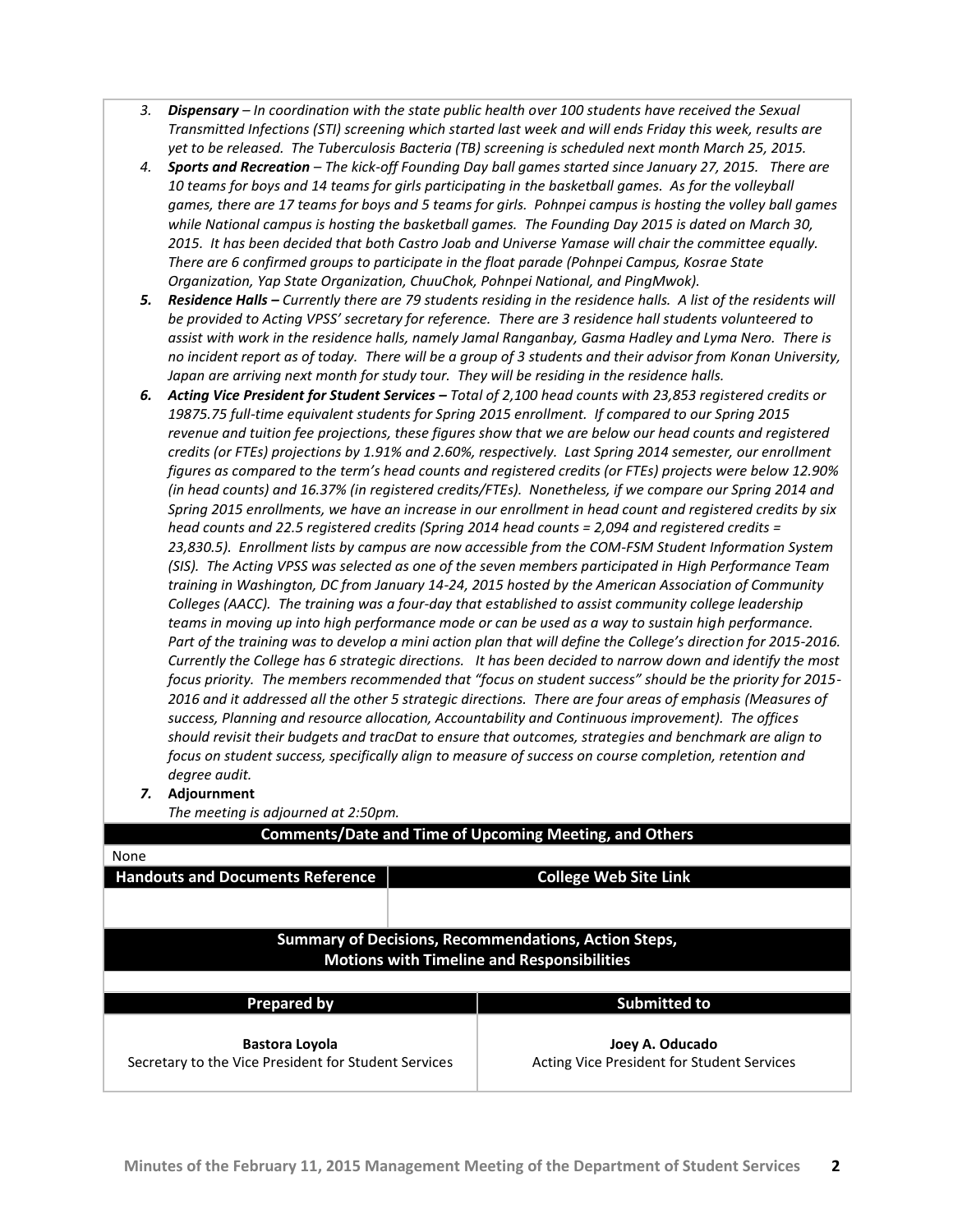3. ***Dispensary*** *– In coordination with the state public health over 100 students have received the Sexual Transmitted Infections (STI) screening which started last week and will ends Friday this week, results are yet to be released. The Tuberculosis Bacteria (TB) screening is scheduled next month March 25, 2015.*
4. ***Sports and Recreation*** *– The kick-off Founding Day ball games started since January 27, 2015. There are 10 teams for boys and 14 teams for girls participating in the basketball games. As for the volleyball games, there are 17 teams for boys and 5 teams for girls. Pohnpei campus is hosting the volley ball games while National campus is hosting the basketball games. The Founding Day 2015 is dated on March 30, 2015. It has been decided that both Castro Joab and Universe Yamase will chair the committee equally. There are 6 confirmed groups to participate in the float parade (Pohnpei Campus, Kosrae State Organization, Yap State Organization, ChuuChok, Pohnpei National, and PingMwok).*
5. ***Residence Halls –*** *Currently there are 79 students residing in the residence halls. A list of the residents will be provided to Acting VPSS' secretary for reference. There are 3 residence hall students volunteered to assist with work in the residence halls, namely Jamal Ranganbay, Gasma Hadley and Lyma Nero. There is no incident report as of today. There will be a group of 3 students and their advisor from Konan University, Japan are arriving next month for study tour. They will be residing in the residence halls.*
6. ***Acting Vice President for Student Services –*** *Total of 2,100 head counts with 23,853 registered credits or 19875.75 full-time equivalent students for Spring 2015 enrollment. If compared to our Spring 2015 revenue and tuition fee projections, these figures show that we are below our head counts and registered credits (or FTEs) projections by 1.91% and 2.60%, respectively. Last Spring 2014 semester, our enrollment figures as compared to the term's head counts and registered credits (or FTEs) projects were below 12.90% (in head counts) and 16.37% (in registered credits/FTEs). Nonetheless, if we compare our Spring 2014 and Spring 2015 enrollments, we have an increase in our enrollment in head count and registered credits by six head counts and 22.5 registered credits (Spring 2014 head counts = 2,094 and registered credits = 23,830.5). Enrollment lists by campus are now accessible from the COM-FSM Student Information System (SIS). The Acting VPSS was selected as one of the seven members participated in High Performance Team training in Washington, DC from January 14-24, 2015 hosted by the American Association of Community Colleges (AACC). The training was a four-day that established to assist community college leadership teams in moving up into high performance mode or can be used as a way to sustain high performance. Part of the training was to develop a mini action plan that will define the College's direction for 2015-2016. Currently the College has 6 strategic directions. It has been decided to narrow down and identify the most focus priority. The members recommended that "focus on student success" should be the priority for 2015-2016 and it addressed all the other 5 strategic directions. There are four areas of emphasis (Measures of success, Planning and resource allocation, Accountability and Continuous improvement). The offices should revisit their budgets and tracDat to ensure that outcomes, strategies and benchmark are align to focus on student success, specifically align to measure of success on course completion, retention and degree audit.*
7. **Adjournment**
   *The meeting is adjourned at 2:50pm.*

| Comments/Date and Time of Upcoming Meeting, and Others | |
|---|---|
| None | |
| **Handouts and Documents Reference** | **College Web Site Link** |
| | |

| Summary of Decisions, Recommendations, Action Steps, Motions with Timeline and Responsibilities |
|---|
| |

| Prepared by | Submitted to |
|---|---|
| **Bastora Loyola**<br>Secretary to the Vice President for Student Services | **Joey A. Oducado**<br>Acting Vice President for Student Services |